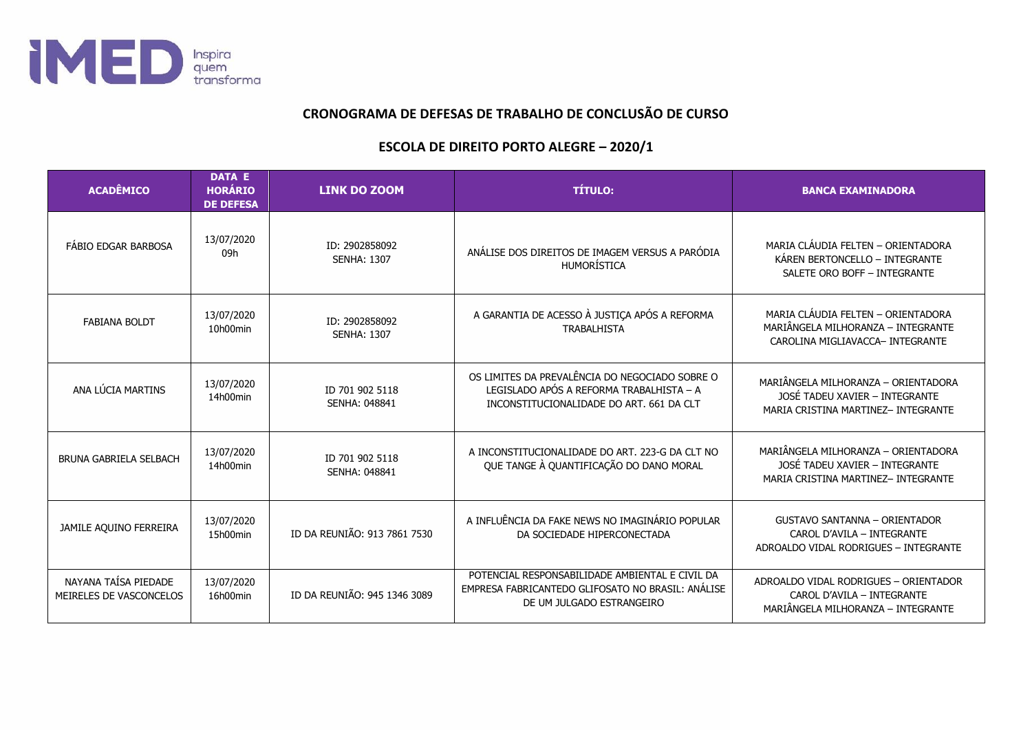## CRONOGRAMA DE DEFESAS DE TRABALHO DE CONCLUSÃO DE CURSO

## ESCOLA DE DIREITO PORTO ALEGRE – 2020/1

| ACADÊMICO | DATA E HORÁRIO DE DEFESA | LINK DO ZOOM | TÍTULO: | BANCA EXAMINADORA |
|---|---|---|---|---|
| FÁBIO EDGAR BARBOSA | 13/07/2020 09h | ID: 2902858092 SENHA: 1307 | ANÁLISE DOS DIREITOS DE IMAGEM VERSUS A PARÓDIA HUMORÍSTICA | MARIA CLÁUDIA FELTEN – ORIENTADORA KÁREN BERTONCELLO – INTEGRANTE SALETE ORO BOFF – INTEGRANTE |
| FABIANA BOLDT | 13/07/2020 10h00min | ID: 2902858092 SENHA: 1307 | A GARANTIA DE ACESSO À JUSTIÇA APÓS A REFORMA TRABALHISTA | MARIA CLÁUDIA FELTEN – ORIENTADORA MARIÂNGELA MILHORANZA – INTEGRANTE CAROLINA MIGLIAVACCA– INTEGRANTE |
| ANA LÚCIA MARTINS | 13/07/2020 14h00min | ID 701 902 5118 SENHA: 048841 | OS LIMITES DA PREVALÊNCIA DO NEGOCIADO SOBRE O LEGISLADO APÓS A REFORMA TRABALHISTA – A INCONSTITUCIONALIDADE DO ART. 661 DA CLT | MARIÂNGELA MILHORANZA – ORIENTADORA JOSÉ TADEU XAVIER – INTEGRANTE MARIA CRISTINA MARTINEZ– INTEGRANTE |
| BRUNA GABRIELA SELBACH | 13/07/2020 14h00min | ID 701 902 5118 SENHA: 048841 | A INCONSTITUCIONALIDADE DO ART. 223-G DA CLT NO QUE TANGE À QUANTIFICAÇÃO DO DANO MORAL | MARIÂNGELA MILHORANZA – ORIENTADORA JOSÉ TADEU XAVIER – INTEGRANTE MARIA CRISTINA MARTINEZ– INTEGRANTE |
| JAMILE AQUINO FERREIRA | 13/07/2020 15h00min | ID DA REUNIÃO: 913 7861 7530 | A INFLUÊNCIA DA FAKE NEWS NO IMAGINÁRIO POPULAR DA SOCIEDADE HIPERCONECTADA | GUSTAVO SANTANNA – ORIENTADOR CAROL D'AVILA – INTEGRANTE ADROALDO VIDAL RODRIGUES – INTEGRANTE |
| NAYANA TAÍSA PIEDADE MEIRELES DE VASCONCELOS | 13/07/2020 16h00min | ID DA REUNIÃO: 945 1346 3089 | POTENCIAL RESPONSABILIDADE AMBIENTAL E CIVIL DA EMPRESA FABRICANTEDO GLIFOSATO NO BRASIL: ANÁLISE DE UM JULGADO ESTRANGEIRO | ADROALDO VIDAL RODRIGUES – ORIENTADOR CAROL D'AVILA – INTEGRANTE MARIÂNGELA MILHORANZA – INTEGRANTE |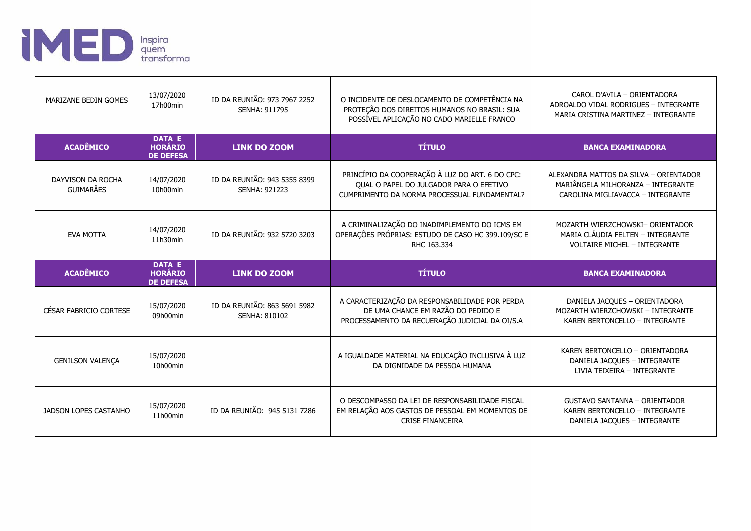| ACADÊMICO | DATA E HORÁRIO DE DEFESA | LINK DO ZOOM | TÍTULO | BANCA EXAMINADORA |
| --- | --- | --- | --- | --- |
| MARIZANE BEDIN GOMES | 13/07/2020 17h00min | ID DA REUNIÃO: 973 7967 2252 SENHA: 911795 | O INCIDENTE DE DESLOCAMENTO DE COMPETÊNCIA NA PROTEÇÃO DOS DIREITOS HUMANOS NO BRASIL: SUA POSSÍVEL APLICAÇÃO NO CADO MARIELLE FRANCO | CAROL D'AVILA – ORIENTADORA<br>ADROALDO VIDAL RODRIGUES – INTEGRANTE<br>MARIA CRISTINA MARTINEZ – INTEGRANTE |
| **ACADÊMICO** | **DATA E HORÁRIO DE DEFESA** | **LINK DO ZOOM** | **TÍTULO** | **BANCA EXAMINADORA** |
| DAYVISON DA ROCHA GUIMARÂES | 14/07/2020 10h00min | ID DA REUNIÃO: 943 5355 8399 SENHA: 921223 | PRINCÍPIO DA COOPERAÇÃO À LUZ DO ART. 6 DO CPC: QUAL O PAPEL DO JULGADOR PARA O EFETIVO CUMPRIMENTO DA NORMA PROCESSUAL FUNDAMENTAL? | ALEXANDRA MATTOS DA SILVA – ORIENTADOR<br>MARIÂNGELA MILHORANZA – INTEGRANTE<br>CAROLINA MIGLIAVACCA – INTEGRANTE |
| EVA MOTTA | 14/07/2020 11h30min | ID DA REUNIÃO: 932 5720 3203 | A CRIMINALIZAÇÃO DO INADIMPLEMENTO DO ICMS EM OPERAÇÕES PRÓPRIAS: ESTUDO DE CASO HC 399.109/SC E RHC 163.334 | MOZARTH WIERZCHOWSKI– ORIENTADOR<br>MARIA CLÁUDIA FELTEN – INTEGRANTE<br>VOLTAIRE MICHEL – INTEGRANTE |
| **ACADÊMICO** | **DATA E HORÁRIO DE DEFESA** | **LINK DO ZOOM** | **TÍTULO** | **BANCA EXAMINADORA** |
| CÉSAR FABRICIO CORTESE | 15/07/2020 09h00min | ID DA REUNIÃO: 863 5691 5982 SENHA: 810102 | A CARACTERIZAÇÃO DA RESPONSABILIDADE POR PERDA DE UMA CHANCE EM RAZÃO DO PEDIDO E PROCESSAMENTO DA RECUERAÇÃO JUDICIAL DA OI/S.A | DANIELA JACQUES – ORIENTADORA<br>MOZARTH WIERZCHOWSKI – INTEGRANTE<br>KAREN BERTONCELLO – INTEGRANTE |
| GENILSON VALENÇA | 15/07/2020 10h00min | | A IGUALDADE MATERIAL NA EDUCAÇÃO INCLUSIVA À LUZ DA DIGNIDADE DA PESSOA HUMANA | KAREN BERTONCELLO – ORIENTADORA<br>DANIELA JACQUES – INTEGRANTE<br>LIVIA TEIXEIRA – INTEGRANTE |
| JADSON LOPES CASTANHO | 15/07/2020 11h00min | ID DA REUNIÃO: 945 5131 7286 | O DESCOMPASSO DA LEI DE RESPONSABILIDADE FISCAL EM RELAÇÃO AOS GASTOS DE PESSOAL EM MOMENTOS DE CRISE FINANCEIRA | GUSTAVO SANTANNA – ORIENTADOR<br>KAREN BERTONCELLO – INTEGRANTE<br>DANIELA JACQUES – INTEGRANTE |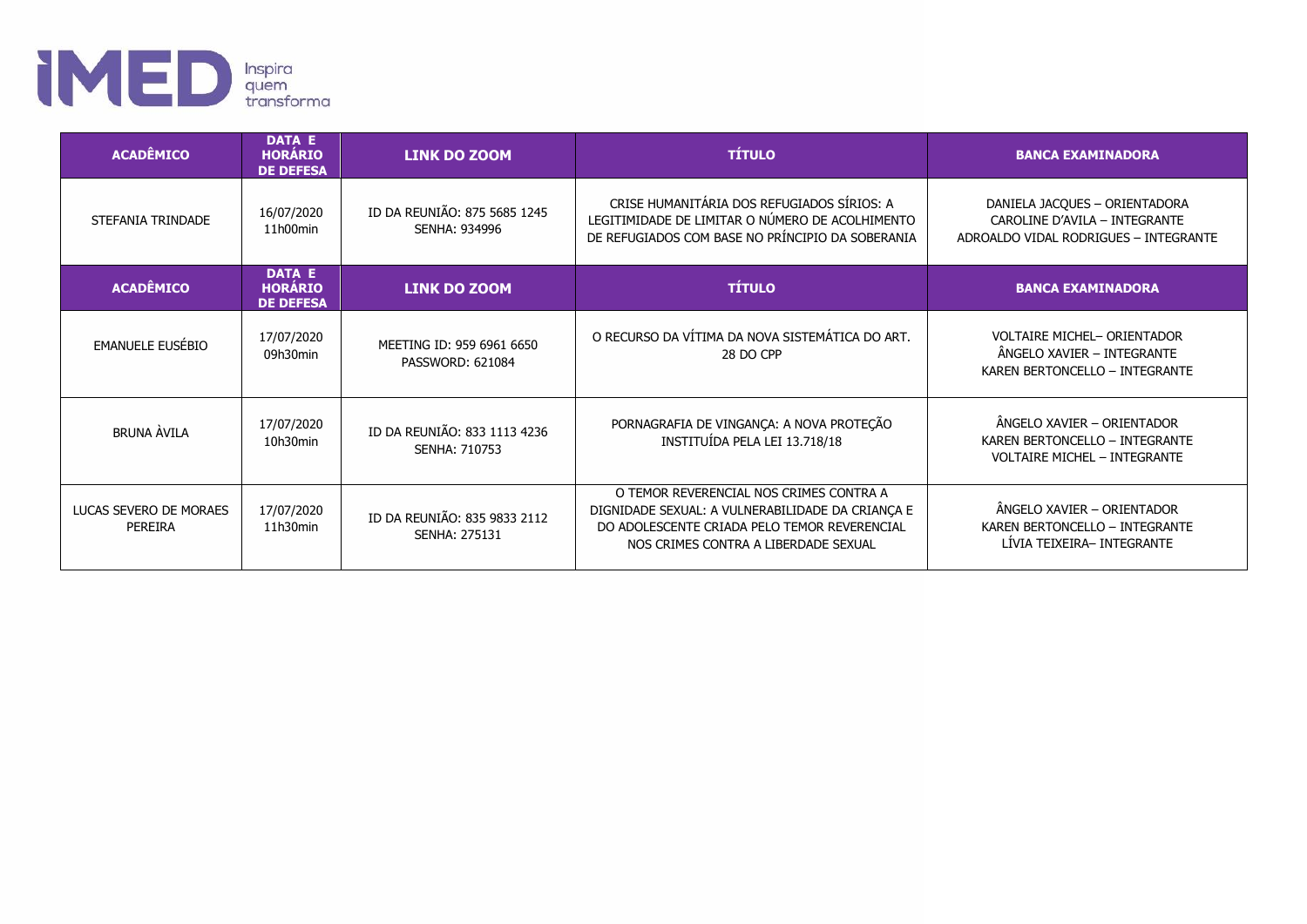iMED Inspira quem transforma

| ACADÊMICO | DATA E HORÁRIO DE DEFESA | LINK DO ZOOM | TÍTULO | BANCA EXAMINADORA |
|---|---|---|---|---|
| STEFANIA TRINDADE | 16/07/2020 11h00min | ID DA REUNIÃO: 875 5685 1245 SENHA: 934996 | CRISE HUMANITÁRIA DOS REFUGIADOS SÍRIOS: A LEGITIMIDADE DE LIMITAR O NÚMERO DE ACOLHIMENTO DE REFUGIADOS COM BASE NO PRÍNCIPIO DA SOBERANIA | DANIELA JACQUES – ORIENTADORA<br>CAROLINE D'AVILA – INTEGRANTE<br>ADROALDO VIDAL RODRIGUES – INTEGRANTE |
| **ACADÊMICO** | **DATA E HORÁRIO DE DEFESA** | **LINK DO ZOOM** | **TÍTULO** | **BANCA EXAMINADORA** |
| EMANUELE EUSÉBIO | 17/07/2020 09h30min | MEETING ID: 959 6961 6650 PASSWORD: 621084 | O RECURSO DA VÍTIMA DA NOVA SISTEMÁTICA DO ART. 28 DO CPP | VOLTAIRE MICHEL– ORIENTADOR<br>ÂNGELO XAVIER – INTEGRANTE<br>KAREN BERTONCELLO – INTEGRANTE |
| BRUNA ÀVILA | 17/07/2020 10h30min | ID DA REUNIÃO: 833 1113 4236 SENHA: 710753 | PORNAGRAFIA DE VINGANÇA: A NOVA PROTEÇÃO INSTITUÍDA PELA LEI 13.718/18 | ÂNGELO XAVIER – ORIENTADOR<br>KAREN BERTONCELLO – INTEGRANTE<br>VOLTAIRE MICHEL – INTEGRANTE |
| LUCAS SEVERO DE MORAES PEREIRA | 17/07/2020 11h30min | ID DA REUNIÃO: 835 9833 2112 SENHA: 275131 | O TEMOR REVERENCIAL NOS CRIMES CONTRA A DIGNIDADE SEXUAL: A VULNERABILIDADE DA CRIANÇA E DO ADOLESCENTE CRIADA PELO TEMOR REVERENCIAL NOS CRIMES CONTRA A LIBERDADE SEXUAL | ÂNGELO XAVIER – ORIENTADOR<br>KAREN BERTONCELLO – INTEGRANTE<br>LÍVIA TEIXEIRA– INTEGRANTE |